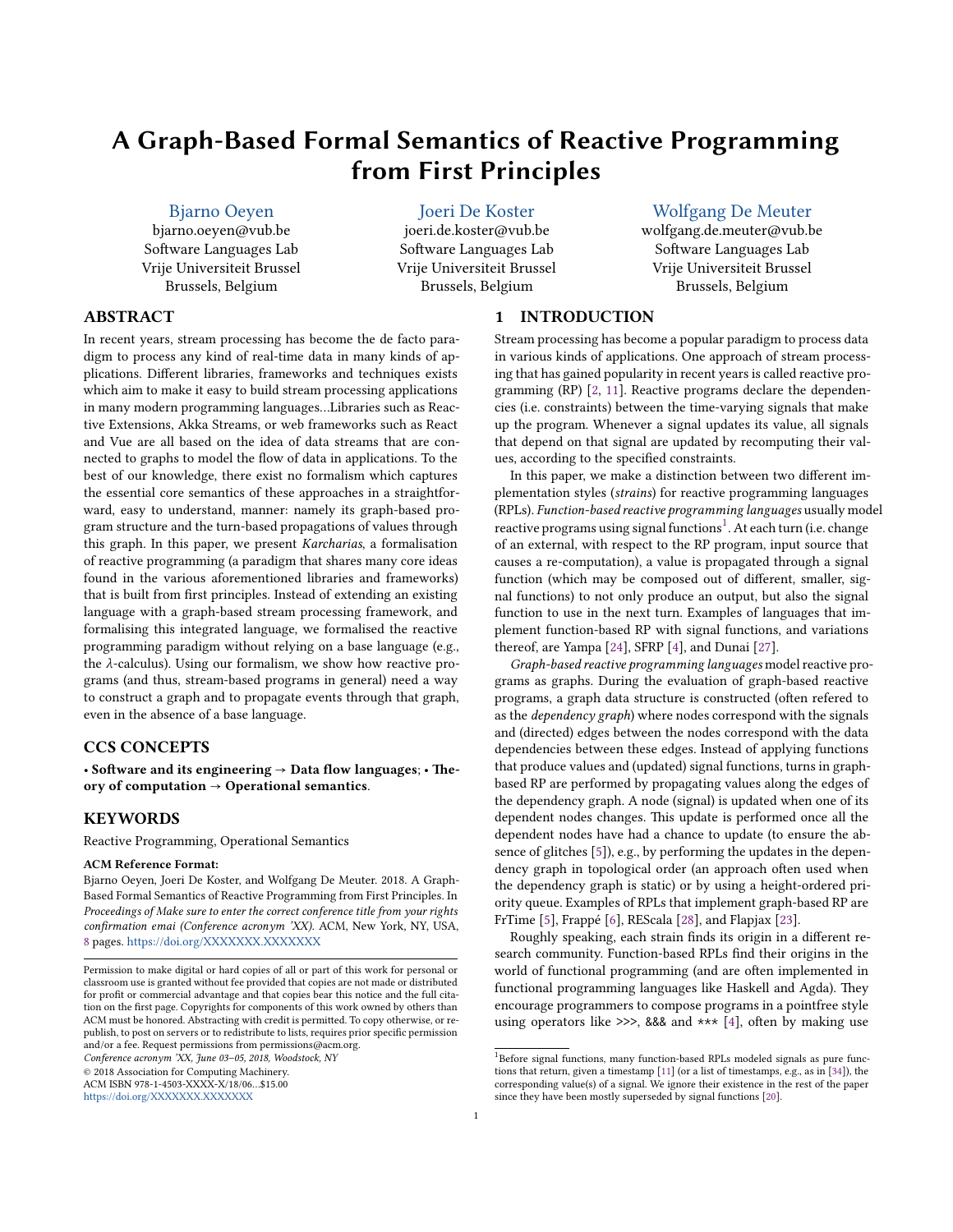# A Graph-Based Formal Semantics of Reactive Programming from First Principles

Bjarno Oeyen
bjarno.oeyen@vub.be
Software Languages Lab
Vrije Universiteit Brussel
Brussels, Belgium

Joeri De Koster
joeri.de.koster@vub.be
Software Languages Lab
Vrije Universiteit Brussel
Brussels, Belgium

Wolfgang De Meuter
wolfgang.de.meuter@vub.be
Software Languages Lab
Vrije Universiteit Brussel
Brussels, Belgium

## ABSTRACT

In recent years, stream processing has become the de facto paradigm to process any kind of real-time data in many kinds of applications. Different libraries, frameworks and techniques exists which aim to make it easy to build stream processing applications in many modern programming languages...Libraries such as Reactive Extensions, Akka Streams, or web frameworks such as React and Vue are all based on the idea of data streams that are connected to graphs to model the flow of data in applications. To the best of our knowledge, there exist no formalism which captures the essential core semantics of these approaches in a straightforward, easy to understand, manner: namely its graph-based program structure and the turn-based propagations of values through this graph. In this paper, we present *Karcharias*, a formalisation of reactive programming (a paradigm that shares many core ideas found in the various aforementioned libraries and frameworks) that is built from first principles. Instead of extending an existing language with a graph-based stream processing framework, and formalising this integrated language, we formalised the reactive programming paradigm without relying on a base language (e.g., the $\lambda$-calculus). Using our formalism, we show how reactive programs (and thus, stream-based programs in general) need a way to construct a graph and to propagate events through that graph, even in the absence of a base language.

## CCS CONCEPTS

• **Software and its engineering** → **Data flow languages**; • **Theory of computation** → **Operational semantics**.

## KEYWORDS

Reactive Programming, Operational Semantics

**ACM Reference Format:**
Bjarno Oeyen, Joeri De Koster, and Wolfgang De Meuter. 2018. A Graph-Based Formal Semantics of Reactive Programming from First Principles. In *Proceedings of Make sure to enter the correct conference title from your rights confirmation emai (Conference acronym 'XX).* ACM, New York, NY, USA, 8 pages. https://doi.org/XXXXXXX.XXXXXXX

Permission to make digital or hard copies of all or part of this work for personal or classroom use is granted without fee provided that copies are not made or distributed for profit or commercial advantage and that copies bear this notice and the full citation on the first page. Copyrights for components of this work owned by others than ACM must be honored. Abstracting with credit is permitted. To copy otherwise, or republish, to post on servers or to redistribute to lists, requires prior specific permission and/or a fee. Request permissions from permissions@acm.org.
*Conference acronym 'XX, June 03–05, 2018, Woodstock, NY*
© 2018 Association for Computing Machinery.
ACM ISBN 978-1-4503-XXXX-X/18/06...$15.00
https://doi.org/XXXXXXX.XXXXXXX

## 1 INTRODUCTION

Stream processing has become a popular paradigm to process data in various kinds of applications. One approach of stream processing that has gained popularity in recent years is called reactive programming (RP) [2, 11]. Reactive programs declare the dependencies (i.e. constraints) between the time-varying signals that make up the program. Whenever a signal updates its value, all signals that depend on that signal are updated by recomputing their values, according to the specified constraints.

In this paper, we make a distinction between two different implementation styles (*strains*) for reactive programming languages (RPLs). *Function-based reactive programming languages* usually model reactive programs using signal functions[1]. At each turn (i.e. change of an external, with respect to the RP program, input source that causes a re-computation), a value is propagated through a signal function (which may be composed out of different, smaller, signal functions) to not only produce an output, but also the signal function to use in the next turn. Examples of languages that implement function-based RP with signal functions, and variations thereof, are Yampa [24], SFRP [4], and Dunai [27].

*Graph-based reactive programming languages* model reactive programs as graphs. During the evaluation of graph-based reactive programs, a graph data structure is constructed (often refered to as the *dependency graph*) where nodes correspond with the signals and (directed) edges between the nodes correspond with the data dependencies between these edges. Instead of applying functions that produce values and (updated) signal functions, turns in graph-based RP are performed by propagating values along the edges of the dependency graph. A node (signal) is updated when one of its dependent nodes changes. This update is performed once all the dependent nodes have had a chance to update (to ensure the absence of glitches [5]), e.g., by performing the updates in the dependency graph in topological order (an approach often used when the dependency graph is static) or by using a height-ordered priority queue. Examples of RPLs that implement graph-based RP are FrTime [5], Frappé [6], REScala [28], and Flapjax [23].

Roughly speaking, each strain finds its origin in a different research community. Function-based RPLs find their origins in the world of functional programming (and are often implemented in functional programming languages like Haskell and Agda). They encourage programmers to compose programs in a pointfree style using operators like >>>, &&& and *** [4], often by making use

[1]Before signal functions, many function-based RPLs modeled signals as pure functions that return, given a timestamp [11] (or a list of timestamps, e.g., as in [34]), the corresponding value(s) of a signal. We ignore their existence in the rest of the paper since they have been mostly superseded by signal functions [20].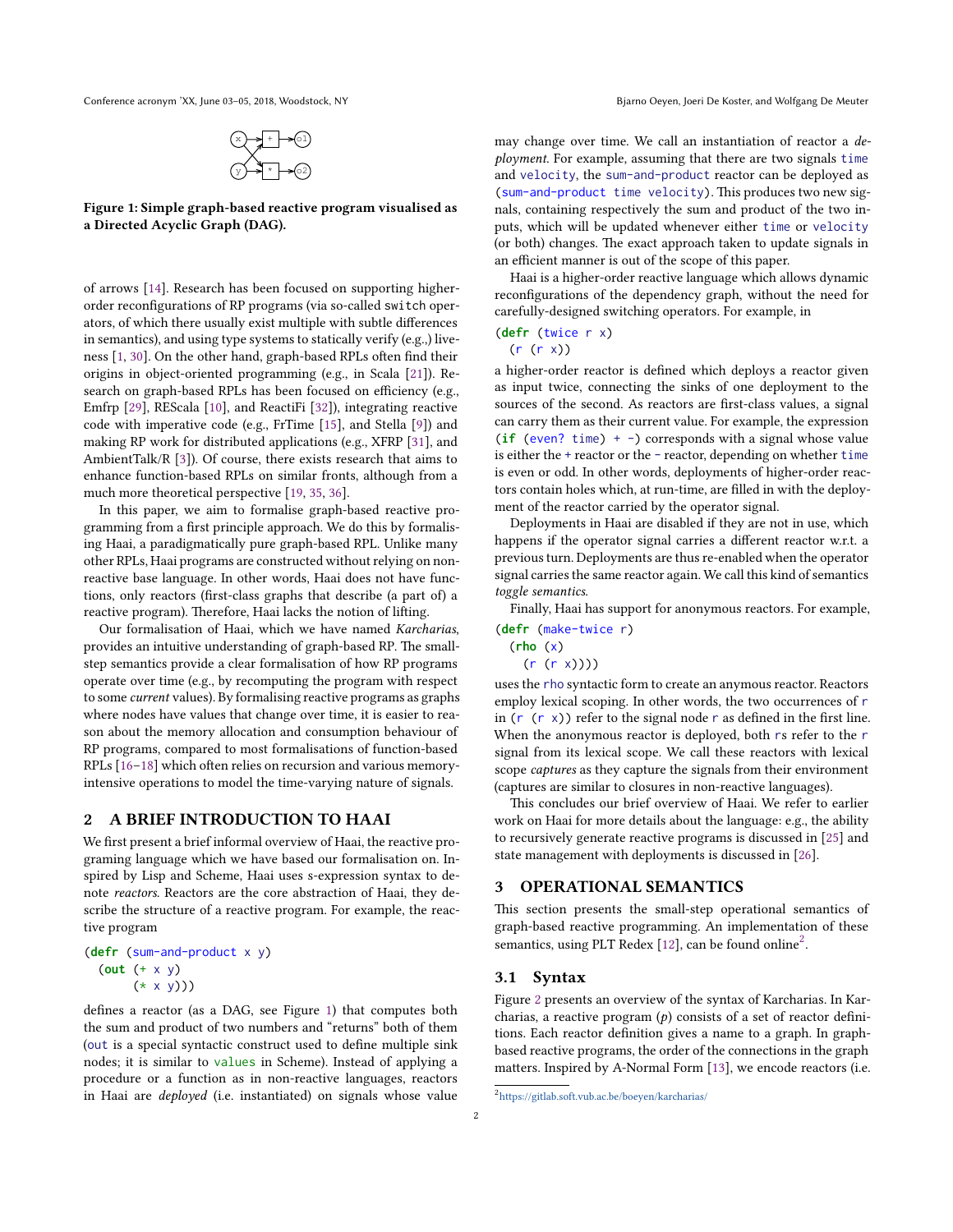Figure 1: Simple graph-based reactive program visualised as a Directed Acyclic Graph (DAG).

of arrows [14]. Research has been focused on supporting higher-order reconfigurations of RP programs (via so-called `switch` operators, of which there usually exist multiple with subtle differences in semantics), and using type systems to statically verify (e.g.,) liveness [1, 30]. On the other hand, graph-based RPLs often find their origins in object-oriented programming (e.g., in Scala [21]). Research on graph-based RPLs has been focused on efficiency (e.g., Emfrp [29], REScala [10], and ReactiFi [32]), integrating reactive code with imperative code (e.g., FrTime [15], and Stella [9]) and making RP work for distributed applications (e.g., XFRP [31], and AmbientTalk/R [3]). Of course, there exists research that aims to enhance function-based RPLs on similar fronts, although from a much more theoretical perspective [19, 35, 36].

In this paper, we aim to formalise graph-based reactive programming from a first principle approach. We do this by formalising Haai, a paradigmatically pure graph-based RPL. Unlike many other RPLs, Haai programs are constructed without relying on non-reactive base language. In other words, Haai does not have functions, only reactors (first-class graphs that describe (a part of) a reactive program). Therefore, Haai lacks the notion of lifting.

Our formalisation of Haai, which we have named *Karcharias*, provides an intuitive understanding of graph-based RP. The small-step semantics provide a clear formalisation of how RP programs operate over time (e.g., by recomputing the program with respect to some *current* values). By formalising reactive programs as graphs where nodes have values that change over time, it is easier to reason about the memory allocation and consumption behaviour of RP programs, compared to most formalisations of function-based RPLs [16–18] which often relies on recursion and various memory-intensive operations to model the time-varying nature of signals.

## 2 A BRIEF INTRODUCTION TO HAAI

We first present a brief informal overview of Haai, the reactive programing language which we have based our formalisation on. Inspired by Lisp and Scheme, Haai uses s-expression syntax to denote *reactors*. Reactors are the core abstraction of Haai, they describe the structure of a reactive program. For example, the reactive program

```
(defr (sum-and-product x y)
  (out (+ x y)
       (* x y)))
```

defines a reactor (as a DAG, see Figure 1) that computes both the sum and product of two numbers and “returns” both of them (`out` is a special syntactic construct used to define multiple sink nodes; it is similar to `values` in Scheme). Instead of applying a procedure or a function as in non-reactive languages, reactors in Haai are *deployed* (i.e. instantiated) on signals whose value may change over time. We call an instantiation of reactor a *deployment*. For example, assuming that there are two signals `time` and `velocity`, the `sum-and-product` reactor can be deployed as `(sum-and-product time velocity)`. This produces two new signals, containing respectively the sum and product of the two inputs, which will be updated whenever either `time` or `velocity` (or both) changes. The exact approach taken to update signals in an efficient manner is out of the scope of this paper.

Haai is a higher-order reactive language which allows dynamic reconfigurations of the dependency graph, without the need for carefully-designed switching operators. For example, in

```
(defr (twice r x)
  (r (r x))
```

a higher-order reactor is defined which deploys a reactor given as input twice, connecting the sinks of one deployment to the sources of the second. As reactors are first-class values, a signal can carry them as their current value. For example, the expression `(if (even? time) + -)` corresponds with a signal whose value is either the + reactor or the - reactor, depending on whether `time` is even or odd. In other words, deployments of higher-order reactors contain holes which, at run-time, are filled in with the deployment of the reactor carried by the operator signal.

Deployments in Haai are disabled if they are not in use, which happens if the operator signal carries a different reactor w.r.t. a previous turn. Deployments are thus re-enabled when the operator signal carries the same reactor again. We call this kind of semantics *toggle semantics*.

Finally, Haai has support for anonymous reactors. For example,

```
(defr (make-twice r)
  (rho (x)
    (r (r x))))
```

uses the `rho` syntactic form to create an anymous reactor. Reactors employ lexical scoping. In other words, the two occurrences of `r` in `(r (r x))` refer to the signal node `r` as defined in the first line. When the anonymous reactor is deployed, both `r`s refer to the `r` signal from its lexical scope. We call these reactors with lexical scope *captures* as they capture the signals from their environment (captures are similar to closures in non-reactive languages).

This concludes our brief overview of Haai. We refer to earlier work on Haai for more details about the language: e.g., the ability to recursively generate reactive programs is discussed in [25] and state management with deployments is discussed in [26].

## 3 OPERATIONAL SEMANTICS

This section presents the small-step operational semantics of graph-based reactive programming. An implementation of these semantics, using PLT Redex [12], can be found online[2].

### 3.1 Syntax

Figure 2 presents an overview of the syntax of Karcharias. In Karcharias, a reactive program ($p$) consists of a set of reactor definitions. Each reactor definition gives a name to a graph. In graph-based reactive programs, the order of the connections in the graph matters. Inspired by A-Normal Form [13], we encode reactors (i.e.

[2] https://gitlab.soft.vub.ac.be/boeyen/karcharias/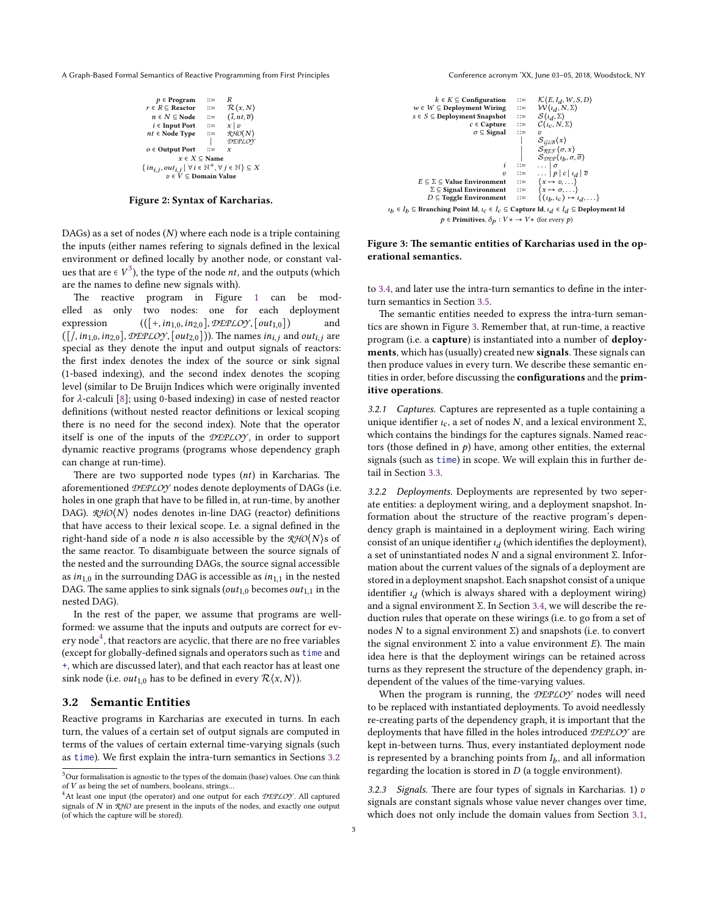$$
\begin{array}{rcl}
p \in \textbf{Program} & ::= & R \\
r \in R \subseteq \textbf{Reactor} & ::= & \mathcal{R}\langle x, N\rangle \\
n \in N \subseteq \textbf{Node} & ::= & (\bar{\imath}, nt, \bar{o}) \\
i \in \textbf{Input Port} & ::= & x \mid v \\
nt \in \textbf{Node Type} & ::= & \mathcal{RHO}\langle N\rangle \\
& \mid & \mathcal{DEPLOY} \\
o \in \textbf{Output Port} & ::= & x \\
\multicolumn{3}{c}{x \in X \subseteq \textbf{Name}} \\
\multicolumn{3}{c}{\{in_{i,j}, out_{i,j} \mid \forall i \in \mathbb{N}^+, \forall j \in \mathbb{N}\} \subseteq X} \\
\multicolumn{3}{c}{v \in V \subseteq \textbf{Domain Value}}
\end{array}
$$

**Figure 2: Syntax of Karcharias.**

DAGs) as a set of nodes ($N$) where each node is a triple containing the inputs (either names refering to signals defined in the lexical environment or defined locally by another node, or constant values that are $\in V$[3]), the type of the node $nt$, and the outputs (which are the names to define new signals with).

The reactive program in Figure 1 can be modelled as only two nodes: one for each deployment expression $(([+, in_{1,0}, in_{2,0}], \mathcal{DEPLOY}, [out_{1,0}])$ and $([/, in_{1,0}, in_{2,0}], \mathcal{DEPLOY}, [out_{2,0}]))$. The names $in_{i,j}$ and $out_{i,j}$ are special as they denote the input and output signals of reactors: the first index denotes the index of the source or sink signal (1-based indexing), and the second index denotes the scoping level (similar to De Bruijn Indices which were originally invented for $\lambda$-calculi [8]; using 0-based indexing) in case of nested reactor definitions (without nested reactor definitions or lexical scoping there is no need for the second index). Note that the operator itself is one of the inputs of the $\mathcal{DEPLOY}$, in order to support dynamic reactive programs (programs whose dependency graph can change at run-time).

There are two supported node types ($nt$) in Karcharias. The aforementioned $\mathcal{DEPLOY}$ nodes denote deployments of DAGs (i.e. holes in one graph that have to be filled in, at run-time, by another DAG). $\mathcal{RHO}\langle N\rangle$ nodes denotes in-line DAG (reactor) definitions that have access to their lexical scope. I.e. a signal defined in the right-hand side of a node $n$ is also accessible by the $\mathcal{RHO}\langle N\rangle$s of the same reactor. To disambiguate between the source signals of the nested and the surrounding DAGs, the source signal accessible as $in_{1,0}$ in the surrounding DAG is accessible as $in_{1,1}$ in the nested DAG. The same applies to sink signals ($out_{1,0}$ becomes $out_{1,1}$ in the nested DAG).

In the rest of the paper, we assume that programs are well-formed: we assume that the inputs and outputs are correct for every node[4], that reactors are acyclic, that there are no free variables (except for globally-defined signals and operators such as `time` and `+`, which are discussed later), and that each reactor has at least one sink node (i.e. $out_{1,0}$ has to be defined in every $\mathcal{R}\langle x, N\rangle$).

## 3.2 Semantic Entities

Reactive programs in Karcharias are executed in turns. In each turn, the values of a certain set of output signals are computed in terms of the values of certain external time-varying signals (such as `time`). We first explain the intra-turn semantics in Sections 3.2 to 3.4, and later use the intra-turn semantics to define in the inter-turn semantics in Section 3.5.

[3] Our formalisation is agnostic to the types of the domain (base) values. One can think of $V$ as being the set of numbers, booleans, strings...

[4] At least one input (the operator) and one output for each $\mathcal{DEPLOY}$. All captured signals of $N$ in $\mathcal{RHO}$ are present in the inputs of the nodes, and exactly one output (of which the capture will be stored).

$$
\begin{array}{rcl}
k \in K \subseteq \textbf{Configuration} & ::= & \mathcal{K}\langle E, I_d, W, S, D\rangle \\
w \in W \subseteq \textbf{Deployment Wiring} & ::= & \mathcal{W}\langle \iota_d, N, \Sigma\rangle \\
s \in S \subseteq \textbf{Deployment Snapshot} & ::= & \mathcal{S}\langle \iota_d, \Sigma\rangle \\
c \in \textbf{Capture} & ::= & \mathcal{C}\langle \iota_c, N, \Sigma\rangle \\
\sigma \subseteq \textbf{Signal} & ::= & v \\
& \mid & \mathcal{S}_{\mathcal{GLB}}\langle x\rangle \\
& \mid & \mathcal{S}_{\mathcal{REF}}\langle \sigma, x\rangle \\
& \mid & \mathcal{S}_{\mathcal{DEP}}\langle \iota_b, \sigma, \bar{o}\rangle \\
i & ::= & \ldots \mid \sigma \\
v & ::= & \ldots \mid p \mid c \mid \iota_d \mid \bar{v} \\
E \subseteq \Sigma \subseteq \textbf{Value Environment} & ::= & \{x \mapsto v, \ldots\} \\
\Sigma \subseteq \textbf{Signal Environment} & ::= & \{x \mapsto \sigma, \ldots\} \\
D \subseteq \textbf{Toggle Environment} & ::= & \{(\iota_b, \iota_c) \mapsto \iota_d, \ldots\}
\end{array}
$$

$\iota_b \in I_b \subseteq$ **Branching Point Id**, $\iota_c \in I_c \subseteq$ **Capture Id**, $\iota_d \in I_d \subseteq$ **Deployment Id**

$p \in$ **Primitives**, $\delta_p : V* \to V*$ (for every $p$)

**Figure 3: The semantic entities of Karcharias used in the operational semantics.**

The semantic entities needed to express the intra-turn semantics are shown in Figure 3. Remember that, at run-time, a reactive program (i.e. a **capture**) is instantiated into a number of **deployments**, which has (usually) created new **signals**. These signals can then produce values in every turn. We describe these semantic entities in order, before discussing the **configurations** and the **primitive operations**.

*3.2.1 Captures.* Captures are represented as a tuple containing a unique identifier $\iota_c$, a set of nodes $N$, and a lexical environment $\Sigma$, which contains the bindings for the captures signals. Named reactors (those defined in $p$) have, among other entities, the external signals (such as `time`) in scope. We will explain this in further detail in Section 3.3.

*3.2.2 Deployments.* Deployments are represented by two seperate entities: a deployment wiring, and a deployment snapshot. Information about the structure of the reactive program's dependency graph is maintained in a deployment wiring. Each wiring consist of an unique identifier $\iota_d$ (which identifies the deployment), a set of uninstantiated nodes $N$ and a signal environment $\Sigma$. Information about the current values of the signals of a deployment are stored in a deployment snapshot. Each snapshot consist of a unique identifier $\iota_d$ (which is always shared with a deployment wiring) and a signal environment $\Sigma$. In Section 3.4, we will describe the reduction rules that operate on these wirings (i.e. to go from a set of nodes $N$ to a signal environment $\Sigma$) and snapshots (i.e. to convert the signal environment $\Sigma$ into a value environment $E$). The main idea here is that the deployment wirings can be retained across turns as they represent the structure of the dependency graph, independent of the values of the time-varying values.

When the program is running, the $\mathcal{DEPLOY}$ nodes will need to be replaced with instantiated deployments. To avoid needlessly re-creating parts of the dependency graph, it is important that the deployments that have filled in the holes introduced $\mathcal{DEPLOY}$ are kept in-between turns. Thus, every instantiated deployment node is represented by a branching points from $I_b$, and all information regarding the location is stored in $D$ (a toggle environment).

*3.2.3 Signals.* There are four types of signals in Karcharias. 1) $v$ signals are constant signals whose value never changes over time, which does not only include the domain values from Section 3.1,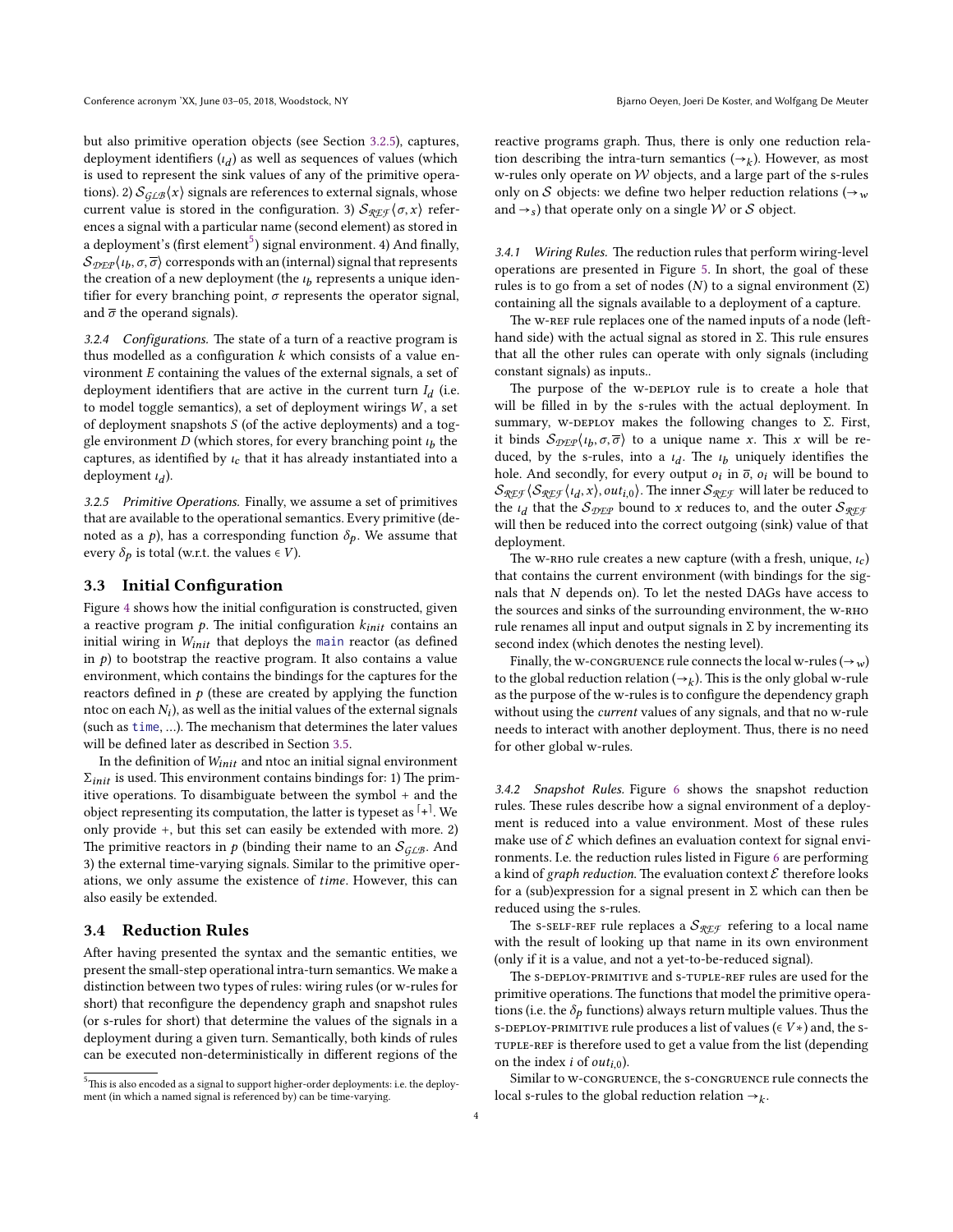but also primitive operation objects (see Section 3.2.5), captures, deployment identifiers ($\iota_d$) as well as sequences of values (which is used to represent the sink values of any of the primitive operations). 2) $\mathcal{S}_{\mathcal{GLB}}\langle x \rangle$ signals are references to external signals, whose current value is stored in the configuration. 3) $\mathcal{S}_{\mathcal{REF}}\langle \sigma, x \rangle$ references a signal with a particular name (second element) as stored in a deployment's (first element[5]) signal environment. 4) And finally, $\mathcal{S}_{\mathcal{DEP}}\langle \iota_b, \sigma, \overline{\sigma} \rangle$ corresponds with an (internal) signal that represents the creation of a new deployment (the $\iota_b$ represents a unique identifier for every branching point, $\sigma$ represents the operator signal, and $\overline{\sigma}$ the operand signals).

*3.2.4 Configurations.* The state of a turn of a reactive program is thus modelled as a configuration $k$ which consists of a value environment $E$ containing the values of the external signals, a set of deployment identifiers that are active in the current turn $I_d$ (i.e. to model toggle semantics), a set of deployment wirings $W$, a set of deployment snapshots $S$ (of the active deployments) and a toggle environment $D$ (which stores, for every branching point $\iota_b$ the captures, as identified by $\iota_c$ that it has already instantiated into a deployment $\iota_d$).

*3.2.5 Primitive Operations.* Finally, we assume a set of primitives that are available to the operational semantics. Every primitive (denoted as $p$), has a corresponding function $\delta_p$. We assume that every $\delta_p$ is total (w.r.t. the values $\in V$).

## 3.3 Initial Configuration

Figure 4 shows how the initial configuration is constructed, given a reactive program $p$. The initial configuration $k_{init}$ contains an initial wiring in $W_{init}$ that deploys the main reactor (as defined in $p$) to bootstrap the reactive program. It also contains a value environment, which contains the bindings for the captures for the reactors defined in $p$ (these are created by applying the function ntoc on each $N_i$), as well as the initial values of the external signals (such as time, ...). The mechanism that determines the later values will be defined later as described in Section 3.5.

In the definition of $W_{init}$ and ntoc an initial signal environment $\Sigma_{init}$ is used. This environment contains bindings for: 1) The primitive operations. To disambiguate between the symbol + and the object representing its computation, the latter is typeset as $\ulcorner + \urcorner$. We only provide +, but this set can easily be extended with more. 2) The primitive reactors in $p$ (binding their name to an $\mathcal{S}_{\mathcal{GLB}}$. And 3) the external time-varying signals. Similar to the primitive operations, we only assume the existence of $time$. However, this can also easily be extended.

## 3.4 Reduction Rules

After having presented the syntax and the semantic entities, we present the small-step operational intra-turn semantics. We make a distinction between two types of rules: wiring rules (or w-rules for short) that reconfigure the dependency graph and snapshot rules (or s-rules for short) that determine the values of the signals in a deployment during a given turn. Semantically, both kinds of rules can be executed non-deterministically in different regions of the reactive programs graph. Thus, there is only one reduction relation describing the intra-turn semantics ($\rightarrow_k$). However, as most w-rules only operate on $\mathcal{W}$ objects, and a large part of the s-rules only on $\mathcal{S}$ objects: we define two helper reduction relations ($\rightarrow_w$ and $\rightarrow_s$) that operate only on a single $\mathcal{W}$ or $\mathcal{S}$ object.

*3.4.1 Wiring Rules.* The reduction rules that perform wiring-level operations are presented in Figure 5. In short, the goal of these rules is to go from a set of nodes ($N$) to a signal environment ($\Sigma$) containing all the signals available to a deployment of a capture.

The W-REF rule replaces one of the named inputs of a node (left-hand side) with the actual signal as stored in $\Sigma$. This rule ensures that all the other rules can operate with only signals (including constant signals) as inputs..

The purpose of the W-DEPLOY rule is to create a hole that will be filled in by the s-rules with the actual deployment. In summary, W-DEPLOY makes the following changes to $\Sigma$. First, it binds $\mathcal{S}_{\mathcal{DEP}}\langle \iota_b, \sigma, \overline{\sigma} \rangle$ to a unique name $x$. This $x$ will be reduced, by the s-rules, into a $\iota_d$. The $\iota_b$ uniquely identifies the hole. And secondly, for every output $o_i$ in $\overline{o}$, $o_i$ will be bound to $\mathcal{S}_{\mathcal{REF}}\langle \mathcal{S}_{\mathcal{REF}}\langle \iota_d, x \rangle, out_{i,0} \rangle$. The inner $\mathcal{S}_{\mathcal{REF}}$ will later be reduced to the $\iota_d$ that the $\mathcal{S}_{\mathcal{DEP}}$ bound to $x$ reduces to, and the outer $\mathcal{S}_{\mathcal{REF}}$ will then be reduced into the correct outgoing (sink) value of that deployment.

The W-RHO rule creates a new capture (with a fresh, unique, $\iota_c$) that contains the current environment (with bindings for the signals that $N$ depends on). To let the nested DAGs have access to the sources and sinks of the surrounding environment, the W-RHO rule renames all input and output signals in $\Sigma$ by incrementing its second index (which denotes the nesting level).

Finally, the W-CONGRUENCE rule connects the local w-rules ($\rightarrow_w$) to the global reduction relation ($\rightarrow_k$). This is the only global w-rule as the purpose of the w-rules is to configure the dependency graph without using the *current* values of any signals, and that no w-rule needs to interact with another deployment. Thus, there is no need for other global w-rules.

*3.4.2 Snapshot Rules.* Figure 6 shows the snapshot reduction rules. These rules describe how a signal environment of a deployment is reduced into a value environment. Most of these rules make use of $\mathcal{E}$ which defines an evaluation context for signal environments. I.e. the reduction rules listed in Figure 6 are performing a kind of *graph reduction*. The evaluation context $\mathcal{E}$ therefore looks for a (sub)expression for a signal present in $\Sigma$ which can then be reduced using the s-rules.

The S-SELF-REF rule replaces a $\mathcal{S}_{\mathcal{REF}}$ refering to a local name with the result of looking up that name in its own environment (only if it is a value, and not a yet-to-be-reduced signal).

The S-DEPLOY-PRIMITIVE and S-TUPLE-REF rules are used for the primitive operations. The functions that model the primitive operations (i.e. the $\delta_p$ functions) always return multiple values. Thus the S-DEPLOY-PRIMITIVE rule produces a list of values ($\in V*$) and, the S-TUPLE-REF is therefore used to get a value from the list (depending on the index $i$ of $out_{i,0}$).

Similar to W-CONGRUENCE, the S-CONGRUENCE rule connects the local s-rules to the global reduction relation $\rightarrow_k$.

[5] This is also encoded as a signal to support higher-order deployments: i.e. the deployment (in which a named signal is referenced by) can be time-varying.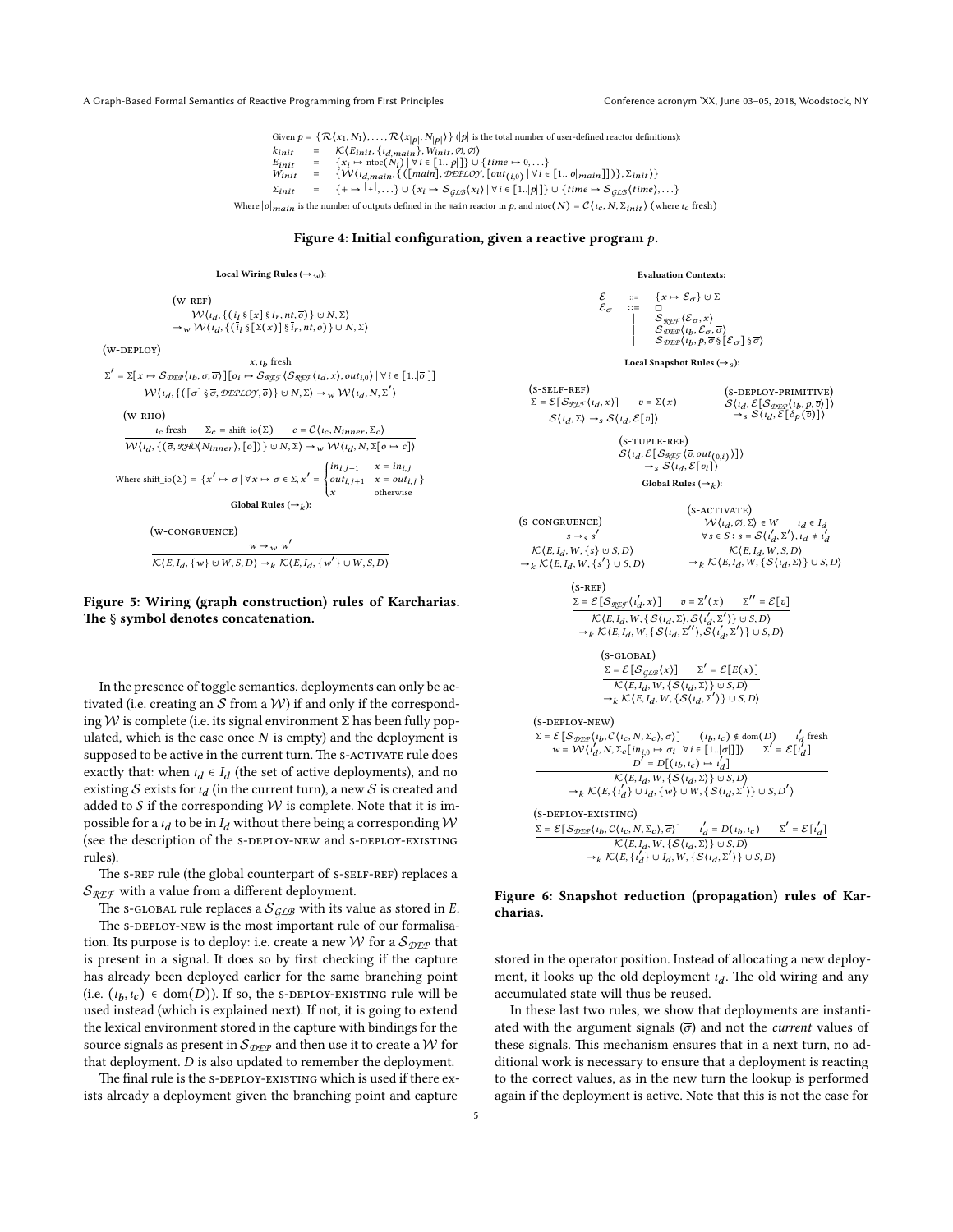Given $p = \{\mathcal{R}\langle x_1, N_1\rangle, \ldots, \mathcal{R}\langle x_{|p|}, N_{|p|}\rangle\}$ ($|p|$ is the total number of user-defined reactor definitions):

$$
\begin{array}{lcl}
k_{init} & = & \mathcal{K}\langle E_{init}, \{\iota_{d,main}\}, W_{init}, \varnothing, \varnothing\rangle \\
E_{init} & = & \{x_i \mapsto \text{ntoc}(N_i) \mid \forall i \in [1..|p|]\} \cup \{time \mapsto 0, \ldots\} \\
W_{init} & = & \{\mathcal{W}\langle \iota_{d,main}, \{([main], \mathcal{DEPLOY}, [out_{(i,0)} \mid \forall i \in [1..|o|_{main}]])\}, \Sigma_{init}\rangle\} \\
\Sigma_{init} & = & \{+ \mapsto \ulcorner + \urcorner, \ldots\} \cup \{x_i \mapsto \mathcal{S}_{\mathcal{GLB}}\langle x_i\rangle \mid \forall i \in [1..|p|]\} \cup \{time \mapsto \mathcal{S}_{\mathcal{GLB}}\langle time\rangle, \ldots\}
\end{array}
$$

Where $|o|_{main}$ is the number of outputs defined in the `main` reactor in $p$, and $\text{ntoc}(N) = \mathcal{C}\langle \iota_c, N, \Sigma_{init}\rangle$ (where $\iota_c$ fresh)

**Figure 4: Initial configuration, given a reactive program $p$.**

**Local Wiring Rules ($\rightarrow_w$):**

(W-REF)
$$\mathcal{W}\langle \iota_d, \{(\bar{\iota}_l \S [x] \S \bar{\iota}_r, nt, \overline{o})\} \cup N, \Sigma\rangle \rightarrow_w \mathcal{W}\langle \iota_d, \{(\bar{\iota}_l \S [\Sigma(x)] \S \bar{\iota}_r, nt, \overline{o})\} \cup N, \Sigma\rangle$$

(W-DEPLOY)
$$\frac{x, \iota_b \text{ fresh} \qquad \Sigma' = \Sigma[x \mapsto \mathcal{S}_{\mathcal{DEP}}\langle \iota_b, \sigma, \overline{\sigma}\rangle][o_i \mapsto \mathcal{S}_{\mathcal{REF}}\langle \mathcal{S}_{\mathcal{REF}}\langle \iota_d, x\rangle, out_{i,0}\rangle \mid \forall i \in [1..|\overline{o}|]]}{\mathcal{W}\langle \iota_d, \{([\sigma] \S \overline{\sigma}, \mathcal{DEPLOY}, \overline{o})\} \cup N, \Sigma\rangle \rightarrow_w \mathcal{W}\langle \iota_d, N, \Sigma'\rangle}$$

(W-RHO)
$$\frac{\iota_c \text{ fresh} \qquad \Sigma_c = \text{shift\_io}(\Sigma) \qquad c = \mathcal{C}\langle \iota_c, N_{inner}, \Sigma_c\rangle}{\mathcal{W}\langle \iota_d, \{(\overline{\sigma}, \mathcal{RHO}(N_{inner}), [o])\} \cup N, \Sigma\rangle \rightarrow_w \mathcal{W}\langle \iota_d, N, \Sigma[o \mapsto c]\rangle}$$

Where $\text{shift\_io}(\Sigma) = \{x' \mapsto \sigma \mid \forall x \mapsto \sigma \in \Sigma, x' = \begin{cases} in_{i,j+1} & x = in_{i,j} \\ out_{i,j+1} & x = out_{i,j} \\ x & \text{otherwise} \end{cases}\}$

**Global Rules ($\rightarrow_k$):**

(W-CONGRUENCE)
$$\frac{w \rightarrow_w w'}{\mathcal{K}\langle E, I_d, \{w\} \cup W, S, D\rangle \rightarrow_k \mathcal{K}\langle E, I_d, \{w'\} \cup W, S, D\rangle}$$

**Figure 5: Wiring (graph construction) rules of Karcharias. The § symbol denotes concatenation.**

**Evaluation Contexts:**

$$
\begin{array}{lcl}
\mathcal{E} & ::= & \{x \mapsto \mathcal{E}_\sigma\} \cup \Sigma \\
\mathcal{E}_\sigma & ::= & \square \\
 & | & \mathcal{S}_{\mathcal{REF}}\langle \mathcal{E}_\sigma, x\rangle \\
 & | & \mathcal{S}_{\mathcal{DEP}}\langle \iota_b, \mathcal{E}_\sigma, \overline{\sigma}\rangle \\
 & | & \mathcal{S}_{\mathcal{DEP}}\langle \iota_b, p, \overline{\sigma} \S [\mathcal{E}_\sigma] \S \overline{\sigma}\rangle
\end{array}
$$

**Local Snapshot Rules ($\rightarrow_s$):**

(S-SELF-REF)
$$\frac{\Sigma = \mathcal{E}[\mathcal{S}_{\mathcal{REF}}\langle \iota_d, x\rangle] \qquad v = \Sigma(x)}{\mathcal{S}\langle \iota_d, \Sigma\rangle \rightarrow_s \mathcal{S}\langle \iota_d, \mathcal{E}[v]\rangle}$$

(S-DEPLOY-PRIMITIVE)
$$\mathcal{S}\langle \iota_d, \mathcal{E}[\mathcal{S}_{\mathcal{DEP}}\langle \iota_b, p, \overline{v}\rangle]\rangle \rightarrow_s \mathcal{S}\langle \iota_d, \mathcal{E}[\delta_p(\overline{v})]\rangle$$

(S-TUPLE-REF)
$$\mathcal{S}\langle \iota_d, \mathcal{E}[\mathcal{S}_{\mathcal{REF}}\langle \overline{v}, out_{(0,i)}\rangle]\rangle \rightarrow_s \mathcal{S}\langle \iota_d, \mathcal{E}[v_i]\rangle$$

**Global Rules ($\rightarrow_k$):**

(S-CONGRUENCE)
$$\frac{s \rightarrow_s s'}{\mathcal{K}\langle E, I_d, W, \{s\} \cup S, D\rangle \rightarrow_k \mathcal{K}\langle E, I_d, W, \{s'\} \cup S, D\rangle}$$

(S-ACTIVATE)
$$\frac{\mathcal{W}\langle \iota_d, \varnothing, \Sigma\rangle \in W \qquad \iota_d \in I_d \qquad \forall s \in S : s = \mathcal{S}\langle \iota_d', \Sigma'\rangle, \iota_d \neq \iota_d'}{\mathcal{K}\langle E, I_d, W, S, D\rangle \rightarrow_k \mathcal{K}\langle E, I_d, W, \{\mathcal{S}\langle \iota_d, \Sigma\rangle\} \cup S, D\rangle}$$

(S-REF)
$$\frac{\Sigma = \mathcal{E}[\mathcal{S}_{\mathcal{REF}}\langle \iota_d', x\rangle] \qquad v = \Sigma'(x) \qquad \Sigma'' = \mathcal{E}[v]}{\mathcal{K}\langle E, I_d, W, \{\mathcal{S}\langle \iota_d, \Sigma\rangle, \mathcal{S}\langle \iota_d', \Sigma'\rangle\} \cup S, D\rangle \rightarrow_k \mathcal{K}\langle E, I_d, W, \{\mathcal{S}\langle \iota_d, \Sigma''\rangle, \mathcal{S}\langle \iota_d', \Sigma'\rangle\} \cup S, D\rangle}$$

(S-GLOBAL)
$$\frac{\Sigma = \mathcal{E}[\mathcal{S}_{\mathcal{GLB}}\langle x\rangle] \qquad \Sigma' = \mathcal{E}[E(x)]}{\mathcal{K}\langle E, I_d, W, \{\mathcal{S}\langle \iota_d, \Sigma\rangle\} \cup S, D\rangle \rightarrow_k \mathcal{K}\langle E, I_d, W, \{\mathcal{S}\langle \iota_d, \Sigma'\rangle\} \cup S, D\rangle}$$

(S-DEPLOY-NEW)
$$\frac{\begin{array}{c}\Sigma = \mathcal{E}[\mathcal{S}_{\mathcal{DEP}}\langle \iota_b, \mathcal{C}\langle \iota_c, N, \Sigma_c\rangle, \overline{\sigma}\rangle] \qquad (\iota_b, \iota_c) \notin \text{dom}(D) \qquad \iota_d' \text{ fresh} \\ w = \mathcal{W}\langle \iota_d', N, \Sigma_c[in_{i,0} \mapsto \sigma_i \mid \forall i \in [1..|\overline{\sigma}|]]\rangle \qquad \Sigma' = \mathcal{E}[\iota_d'] \\ D' = D[(\iota_b, \iota_c) \mapsto \iota_d']\end{array}}{\mathcal{K}\langle E, I_d, W, \{\mathcal{S}\langle \iota_d, \Sigma\rangle\} \cup S, D\rangle \rightarrow_k \mathcal{K}\langle E, \{\iota_d'\} \cup I_d, \{w\} \cup W, \{\mathcal{S}\langle \iota_d, \Sigma'\rangle\} \cup S, D'\rangle}$$

(S-DEPLOY-EXISTING)
$$\frac{\Sigma = \mathcal{E}[\mathcal{S}_{\mathcal{DEP}}\langle \iota_b, \mathcal{C}\langle \iota_c, N, \Sigma_c\rangle, \overline{\sigma}\rangle] \qquad \iota_d' = D(\iota_b, \iota_c) \qquad \Sigma' = \mathcal{E}[\iota_d']}{\mathcal{K}\langle E, I_d, W, \{\mathcal{S}\langle \iota_d, \Sigma\rangle\} \cup S, D\rangle \rightarrow_k \mathcal{K}\langle E, \{\iota_d'\} \cup I_d, W, \{\mathcal{S}\langle \iota_d, \Sigma'\rangle\} \cup S, D\rangle}$$

**Figure 6: Snapshot reduction (propagation) rules of Karcharias.**

In the presence of toggle semantics, deployments can only be activated (i.e. creating an $\mathcal{S}$ from a $\mathcal{W}$) if and only if the corresponding $\mathcal{W}$ is complete (i.e. its signal environment $\Sigma$ has been fully populated, which is the case once $N$ is empty) and the deployment is supposed to be active in the current turn. The S-ACTIVATE rule does exactly that: when $\iota_d \in I_d$ (the set of active deployments), and no existing $\mathcal{S}$ exists for $\iota_d$ (in the current turn), a new $\mathcal{S}$ is created and added to $S$ if the corresponding $\mathcal{W}$ is complete. Note that it is impossible for a $\iota_d$ to be in $I_d$ without there being a corresponding $\mathcal{W}$ (see the description of the S-DEPLOY-NEW and S-DEPLOY-EXISTING rules).

The S-REF rule (the global counterpart of S-SELF-REF) replaces a $\mathcal{S}_{\mathcal{REF}}$ with a value from a different deployment.

The S-GLOBAL rule replaces a $\mathcal{S}_{\mathcal{GLB}}$ with its value as stored in $E$.

The S-DEPLOY-NEW is the most important rule of our formalisation. Its purpose is to deploy: i.e. create a new $\mathcal{W}$ for a $\mathcal{S}_{\mathcal{DEP}}$ that is present in a signal. It does so by first checking if the capture has already been deployed earlier for the same branching point (i.e. $(\iota_b, \iota_c) \in \text{dom}(D)$). If so, the S-DEPLOY-EXISTING rule will be used instead (which is explained next). If not, it is going to extend the lexical environment stored in the capture with bindings for the source signals as present in $\mathcal{S}_{\mathcal{DEP}}$ and then use it to create a $\mathcal{W}$ for that deployment. $D$ is also updated to remember the deployment.

The final rule is the S-DEPLOY-EXISTING which is used if there exists already a deployment given the branching point and capture stored in the operator position. Instead of allocating a new deployment, it looks up the old deployment $\iota_d$. The old wiring and any accumulated state will thus be reused.

In these last two rules, we show that deployments are instantiated with the argument signals ($\overline{\sigma}$) and not the *current* values of these signals. This mechanism ensures that in a next turn, no additional work is necessary to ensure that a deployment is reacting to the correct values, as in the new turn the lookup is performed again if the deployment is active. Note that this is not the case for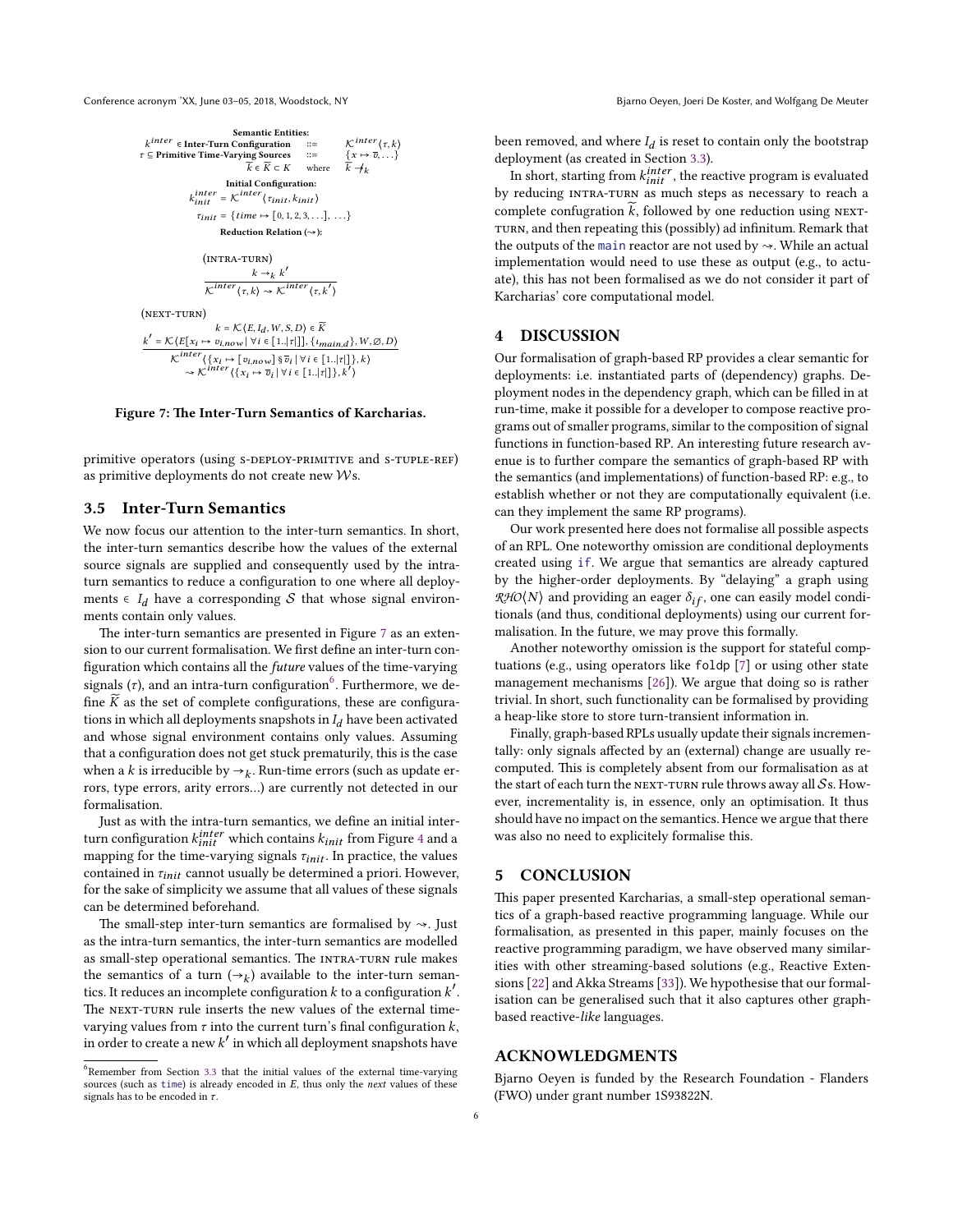**Semantic Entities:**

$$
\begin{array}{lll}
k^{inter} \in \textbf{Inter-Turn Configuration} & ::= & \mathcal{K}^{inter}\langle \tau, k \rangle \\
\tau \subseteq \textbf{Primitive Time-Varying Sources} & ::= & \{x \mapsto \overline{v}, \ldots\} \\
\widetilde{k} \in \widetilde{K} \subset K & \text{where} & \widetilde{k} \not\rightarrow_k
\end{array}
$$

**Initial Configuration:**

$$k^{inter}_{init} = \mathcal{K}^{inter}\langle \tau_{init}, k_{init} \rangle$$

$$\tau_{init} = \{time \mapsto [0, 1, 2, 3, \ldots], \ \ldots\}$$

**Reduction Relation ($\rightsquigarrow$):**

(INTRA-TURN)

$$\frac{k \rightarrow_k k'}{\mathcal{K}^{inter}\langle \tau, k \rangle \rightsquigarrow \mathcal{K}^{inter}\langle \tau, k' \rangle}$$

(NEXT-TURN)

$$\frac{\begin{array}{c} k = \mathcal{K}\langle E, I_d, W, S, D \rangle \in \widetilde{K} \\ k' = \mathcal{K}\langle E[x_i \mapsto v_{i,now} \mid \forall i \in [1..|\tau|]], \{\iota_{main,d}\}, W, \emptyset, D \rangle \end{array}}{\begin{array}{c} \mathcal{K}^{inter}\langle \{x_i \mapsto [v_{i,now}] \S \overline{v}_i \mid \forall i \in [1..|\tau|]\}, k \rangle \\ \rightsquigarrow \mathcal{K}^{inter}\langle \{x_i \mapsto \overline{v}_i \mid \forall i \in [1..|\tau|]\}, k' \rangle \end{array}}$$

**Figure 7: The Inter-Turn Semantics of Karcharias.**

primitive operators (using S-DEPLOY-PRIMITIVE and S-TUPLE-REF) as primitive deployments do not create new $\mathcal{W}$s.

### 3.5 Inter-Turn Semantics

We now focus our attention to the inter-turn semantics. In short, the inter-turn semantics describe how the values of the external source signals are supplied and consequently used by the intra-turn semantics to reduce a configuration to one where all deployments $\in I_d$ have a corresponding $\mathcal{S}$ that whose signal environments contain only values.

The inter-turn semantics are presented in Figure 7 as an extension to our current formalisation. We first define an inter-turn configuration which contains all the *future* values of the time-varying signals ($\tau$), and an intra-turn configuration[6]. Furthermore, we define $\widetilde{K}$ as the set of complete configurations, these are configurations in which all deployments snapshots in $I_d$ have been activated and whose signal environment contains only values. Assuming that a configuration does not get stuck prematurily, this is the case when a $k$ is irreducible by $\rightarrow_k$. Run-time errors (such as update errors, type errors, arity errors...) are currently not detected in our formalisation.

Just as with the intra-turn semantics, we define an initial inter-turn configuration $k^{inter}_{init}$ which contains $k_{init}$ from Figure 4 and a mapping for the time-varying signals $\tau_{init}$. In practice, the values contained in $\tau_{init}$ cannot usually be determined a priori. However, for the sake of simplicity we assume that all values of these signals can be determined beforehand.

The small-step inter-turn semantics are formalised by $\rightsquigarrow$. Just as the intra-turn semantics, the inter-turn semantics are modelled as small-step operational semantics. The INTRA-TURN rule makes the semantics of a turn ($\rightarrow_k$) available to the inter-turn semantics. It reduces an incomplete configuration $k$ to a configuration $k'$. The NEXT-TURN rule inserts the new values of the external time-varying values from $\tau$ into the current turn's final configuration $k$, in order to create a new $k'$ in which all deployment snapshots have been removed, and where $I_d$ is reset to contain only the bootstrap deployment (as created in Section 3.3).

In short, starting from $k^{inter}_{init}$, the reactive program is evaluated by reducing INTRA-TURN as much steps as necessary to reach a complete confugration $\widetilde{k}$, followed by one reduction using NEXT-TURN, and then repeating this (possibly) ad infinitum. Remark that the outputs of the `main` reactor are not used by $\rightsquigarrow$. While an actual implementation would need to use these as output (e.g., to actuate), this has not been formalised as we do not consider it part of Karcharias' core computational model.

[6] Remember from Section 3.3 that the initial values of the external time-varying sources (such as `time`) is already encoded in $E$, thus only the *next* values of these signals has to be encoded in $\tau$.

## 4 DISCUSSION

Our formalisation of graph-based RP provides a clear semantic for deployments: i.e. instantiated parts of (dependency) graphs. Deployment nodes in the dependency graph, which can be filled in at run-time, make it possible for a developer to compose reactive programs out of smaller programs, similar to the composition of signal functions in function-based RP. An interesting future research avenue is to further compare the semantics of graph-based RP with the semantics (and implementations) of function-based RP: e.g., to establish whether or not they are computationally equivalent (i.e. can they implement the same RP programs).

Our work presented here does not formalise all possible aspects of an RPL. One noteworthy omission are conditional deployments created using `if`. We argue that semantics are already captured by the higher-order deployments. By "delaying" a graph using $\mathcal{RHO}\langle N \rangle$ and providing an eager $\delta_{if}$, one can easily model conditionals (and thus, conditional deployments) using our current formalisation. In the future, we may prove this formally.

Another noteworthy omission is the support for stateful comptuations (e.g., using operators like `foldp` [7] or using other state management mechanisms [26]). We argue that doing so is rather trivial. In short, such functionality can be formalised by providing a heap-like store to store turn-transient information in.

Finally, graph-based RPLs usually update their signals incrementally: only signals affected by an (external) change are usually recomputed. This is completely absent from our formalisation as at the start of each turn the NEXT-TURN rule throws away all $\mathcal{S}$s. However, incrementality is, in essence, only an optimisation. It thus should have no impact on the semantics. Hence we argue that there was also no need to explicitely formalise this.

## 5 CONCLUSION

This paper presented Karcharias, a small-step operational semantics of a graph-based reactive programming language. While our formalisation, as presented in this paper, mainly focuses on the reactive programming paradigm, we have observed many similarities with other streaming-based solutions (e.g., Reactive Extensions [22] and Akka Streams [33]). We hypothesise that our formalisation can be generalised such that it also captures other graph-based reactive-*like* languages.

## ACKNOWLEDGMENTS

Bjarno Oeyen is funded by the Research Foundation - Flanders (FWO) under grant number 1S93822N.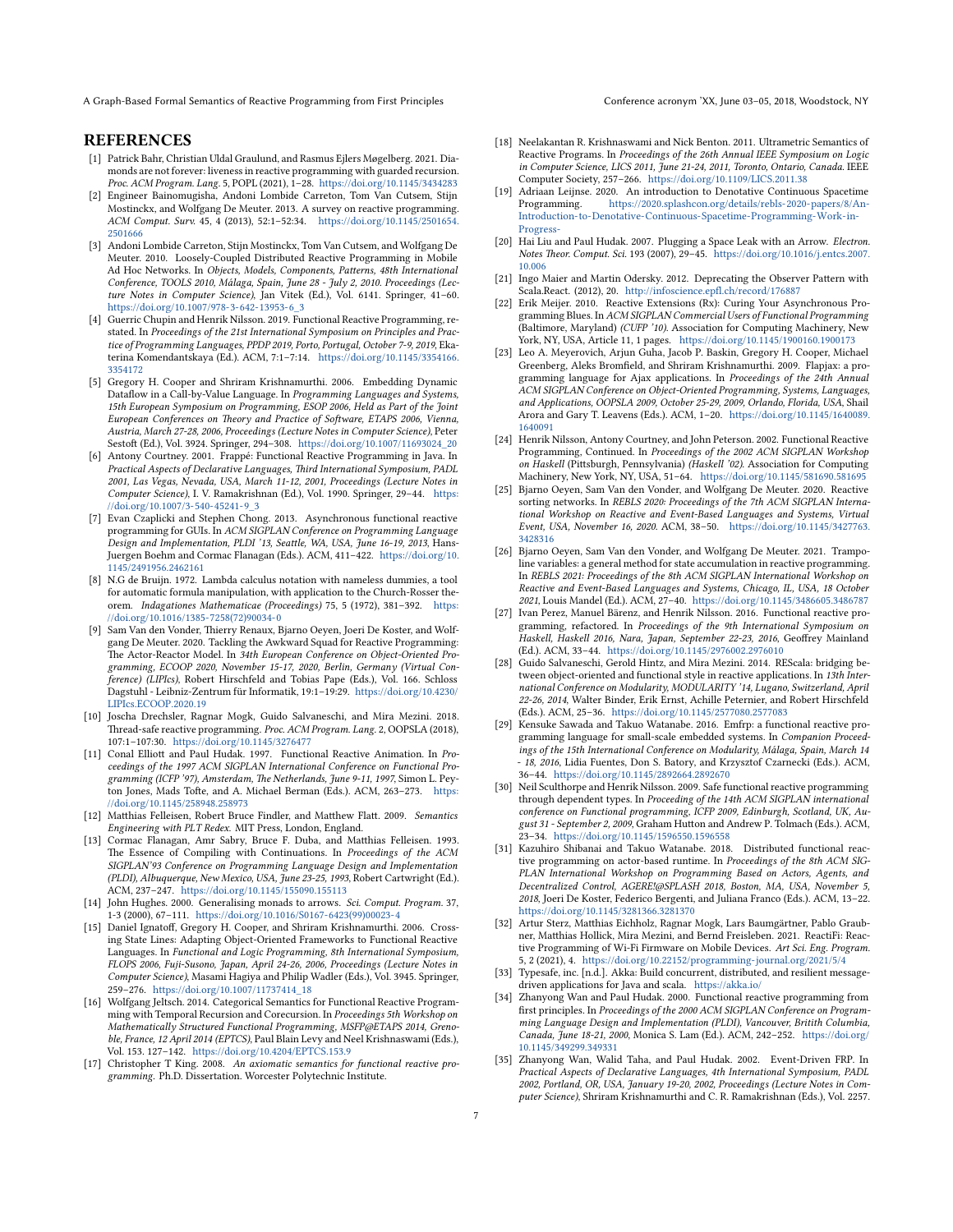# REFERENCES

[1] Patrick Bahr, Christian Uldal Graulund, and Rasmus Ejlers Møgelberg. 2021. Diamonds are not forever: liveness in reactive programming with guarded recursion. *Proc. ACM Program. Lang.* 5, POPL (2021), 1–28. https://doi.org/10.1145/3434283

[2] Engineer Bainomugisha, Andoni Lombide Carreton, Tom Van Cutsem, Stijn Mostinckx, and Wolfgang De Meuter. 2013. A survey on reactive programming. *ACM Comput. Surv.* 45, 4 (2013), 52:1–52:34. https://doi.org/10.1145/2501654.2501666

[3] Andoni Lombide Carreton, Stijn Mostinckx, Tom Van Cutsem, and Wolfgang De Meuter. 2010. Loosely-Coupled Distributed Reactive Programming in Mobile Ad Hoc Networks. In *Objects, Models, Components, Patterns, 48th International Conference, TOOLS 2010, Málaga, Spain, June 28 - July 2, 2010. Proceedings (Lecture Notes in Computer Science)*, Jan Vitek (Ed.), Vol. 6141. Springer, 41–60. https://doi.org/10.1007/978-3-642-13953-6_3

[4] Guerric Chupin and Henrik Nilsson. 2019. Functional Reactive Programming, restated. In *Proceedings of the 21st International Symposium on Principles and Practice of Programming Languages, PPDP 2019, Porto, Portugal, October 7-9, 2019*, Ekaterina Komendantskaya (Ed.). ACM, 7:1–7:14. https://doi.org/10.1145/3354166.3354172

[5] Gregory H. Cooper and Shriram Krishnamurthi. 2006. Embedding Dynamic Dataflow in a Call-by-Value Language. In *Programming Languages and Systems, 15th European Symposium on Programming, ESOP 2006, Held as Part of the Joint European Conferences on Theory and Practice of Software, ETAPS 2006, Vienna, Austria, March 27-28, 2006, Proceedings (Lecture Notes in Computer Science)*, Peter Sestoft (Ed.), Vol. 3924. Springer, 294–308. https://doi.org/10.1007/11693024_20

[6] Antony Courtney. 2001. Frappé: Functional Reactive Programming in Java. In *Practical Aspects of Declarative Languages, Third International Symposium, PADL 2001, Las Vegas, Nevada, USA, March 11-12, 2001, Proceedings (Lecture Notes in Computer Science)*, I. V. Ramakrishnan (Ed.), Vol. 1990. Springer, 29–44. https://doi.org/10.1007/3-540-45241-9_3

[7] Evan Czaplicki and Stephen Chong. 2013. Asynchronous functional reactive programming for GUIs. In *ACM SIGPLAN Conference on Programming Language Design and Implementation, PLDI '13, Seattle, WA, USA, June 16-19, 2013*, Hans-Juergen Boehm and Cormac Flanagan (Eds.). ACM, 411–422. https://doi.org/10.1145/2491956.2462161

[8] N.G de Bruijn. 1972. Lambda calculus notation with nameless dummies, a tool for automatic formula manipulation, with application to the Church-Rosser theorem. *Indagationes Mathematicae (Proceedings)* 75, 5 (1972), 381–392. https://doi.org/10.1016/1385-7258(72)90034-0

[9] Sam Van den Vonder, Thierry Renaux, Bjarno Oeyen, Joeri De Koster, and Wolfgang De Meuter. 2020. Tackling the Awkward Squad for Reactive Programming: The Actor-Reactor Model. In *34th European Conference on Object-Oriented Programming, ECOOP 2020, November 15-17, 2020, Berlin, Germany (Virtual Conference) (LIPIcs)*, Robert Hirschfeld and Tobias Pape (Eds.), Vol. 166. Schloss Dagstuhl - Leibniz-Zentrum für Informatik, 19:1–19:29. https://doi.org/10.4230/LIPIcs.ECOOP.2020.19

[10] Joscha Drechsler, Ragnar Mogk, Guido Salvaneschi, and Mira Mezini. 2018. Thread-safe reactive programming. *Proc. ACM Program. Lang.* 2, OOPSLA (2018), 107:1–107:30. https://doi.org/10.1145/3276477

[11] Conal Elliott and Paul Hudak. 1997. Functional Reactive Animation. In *Proceedings of the 1997 ACM SIGPLAN International Conference on Functional Programming (ICFP '97), Amsterdam, The Netherlands, June 9-11, 1997*, Simon L. Peyton Jones, Mads Tofte, and A. Michael Berman (Eds.). ACM, 263–273. https://doi.org/10.1145/258948.258973

[12] Matthias Felleisen, Robert Bruce Findler, and Matthew Flatt. 2009. *Semantics Engineering with PLT Redex.* MIT Press, London, England.

[13] Cormac Flanagan, Amr Sabry, Bruce F. Duba, and Matthias Felleisen. 1993. The Essence of Compiling with Continuations. In *Proceedings of the ACM SIGPLAN'93 Conference on Programming Language Design and Implementation (PLDI), Albuquerque, New Mexico, USA, June 23-25, 1993*, Robert Cartwright (Ed.). ACM, 237–247. https://doi.org/10.1145/155090.155113

[14] John Hughes. 2000. Generalising monads to arrows. *Sci. Comput. Program.* 37, 1-3 (2000), 67–111. https://doi.org/10.1016/S0167-6423(99)00023-4

[15] Daniel Ignatoff, Gregory H. Cooper, and Shriram Krishnamurthi. 2006. Crossing State Lines: Adapting Object-Oriented Frameworks to Functional Reactive Languages. In *Functional and Logic Programming, 8th International Symposium, FLOPS 2006, Fuji-Susono, Japan, April 24-26, 2006, Proceedings (Lecture Notes in Computer Science)*, Masami Hagiya and Philip Wadler (Eds.), Vol. 3945. Springer, 259–276. https://doi.org/10.1007/11737414_18

[16] Wolfgang Jeltsch. 2014. Categorical Semantics for Functional Reactive Programming with Temporal Recursion and Corecursion. In *Proceedings 5th Workshop on Mathematically Structured Functional Programming, MSFP@ETAPS 2014, Grenoble, France, 12 April 2014 (EPTCS)*, Paul Blain Levy and Neel Krishnaswami (Eds.), Vol. 153. 127–142. https://doi.org/10.4204/EPTCS.153.9

[17] Christopher T King. 2008. *An axiomatic semantics for functional reactive programming.* Ph.D. Dissertation. Worcester Polytechnic Institute.

[18] Neelakantan R. Krishnaswami and Nick Benton. 2011. Ultrametric Semantics of Reactive Programs. In *Proceedings of the 26th Annual IEEE Symposium on Logic in Computer Science, LICS 2011, June 21-24, 2011, Toronto, Ontario, Canada.* IEEE Computer Society, 257–266. https://doi.org/10.1109/LICS.2011.38

[19] Adriaan Leijnse. 2020. An introduction to Denotative Continuous Spacetime Programming. https://2020.splashcon.org/details/rebls-2020-papers/8/An-Introduction-to-Denotative-Continuous-Spacetime-Programming-Work-in-Progress-

[20] Hai Liu and Paul Hudak. 2007. Plugging a Space Leak with an Arrow. *Electron. Notes Theor. Comput. Sci.* 193 (2007), 29–45. https://doi.org/10.1016/j.entcs.2007.10.006

[21] Ingo Maier and Martin Odersky. 2012. Deprecating the Observer Pattern with Scala.React. (2012), 20. http://infoscience.epfl.ch/record/176887

[22] Erik Meijer. 2010. Reactive Extensions (Rx): Curing Your Asynchronous Programming Blues. In *ACM SIGPLAN Commercial Users of Functional Programming* (Baltimore, Maryland) *(CUFP '10)*. Association for Computing Machinery, New York, NY, USA, Article 11, 1 pages. https://doi.org/10.1145/1900160.1900173

[23] Leo A. Meyerovich, Arjun Guha, Jacob P. Baskin, Gregory H. Cooper, Michael Greenberg, Aleks Bromfield, and Shriram Krishnamurthi. 2009. Flapjax: a programming language for Ajax applications. In *Proceedings of the 24th Annual ACM SIGPLAN Conference on Object-Oriented Programming, Systems, Languages, and Applications, OOPSLA 2009, October 25-29, 2009, Orlando, Florida, USA*, Shail Arora and Gary T. Leavens (Eds.). ACM, 1–20. https://doi.org/10.1145/1640089.1640091

[24] Henrik Nilsson, Antony Courtney, and John Peterson. 2002. Functional Reactive Programming, Continued. In *Proceedings of the 2002 ACM SIGPLAN Workshop on Haskell* (Pittsburgh, Pennsylvania) *(Haskell '02)*. Association for Computing Machinery, New York, NY, USA, 51–64. https://doi.org/10.1145/581690.581695

[25] Bjarno Oeyen, Sam Van den Vonder, and Wolfgang De Meuter. 2020. Reactive sorting networks. In *REBLS 2020: Proceedings of the 7th ACM SIGPLAN International Workshop on Reactive and Event-Based Languages and Systems, Virtual Event, USA, November 16, 2020.* ACM, 38–50. https://doi.org/10.1145/3427763.3428316

[26] Bjarno Oeyen, Sam Van den Vonder, and Wolfgang De Meuter. 2021. Trampoline variables: a general method for state accumulation in reactive programming. In *REBLS 2021: Proceedings of the 8th ACM SIGPLAN International Workshop on Reactive and Event-Based Languages and Systems, Chicago, IL, USA, 18 October 2021*, Louis Mandel (Ed.). ACM, 27–40. https://doi.org/10.1145/3486605.3486787

[27] Ivan Perez, Manuel Bärenz, and Henrik Nilsson. 2016. Functional reactive programming, refactored. In *Proceedings of the 9th International Symposium on Haskell, Haskell 2016, Nara, Japan, September 22-23, 2016*, Geoffrey Mainland (Ed.). ACM, 33–44. https://doi.org/10.1145/2976002.2976010

[28] Guido Salvaneschi, Gerold Hintz, and Mira Mezini. 2014. REScala: bridging between object-oriented and functional style in reactive applications. In *13th International Conference on Modularity, MODULARITY '14, Lugano, Switzerland, April 22-26, 2014*, Walter Binder, Erik Ernst, Achille Peternier, and Robert Hirschfeld (Eds.). ACM, 25–36. https://doi.org/10.1145/2577080.2577083

[29] Kensuke Sawada and Takuo Watanabe. 2016. Emfrp: a functional reactive programming language for small-scale embedded systems. In *Companion Proceedings of the 15th International Conference on Modularity, Málaga, Spain, March 14 - 18, 2016*, Lidia Fuentes, Don S. Batory, and Krzysztof Czarnecki (Eds.). ACM, 36–44. https://doi.org/10.1145/2892664.2892670

[30] Neil Sculthorpe and Henrik Nilsson. 2009. Safe functional reactive programming through dependent types. In *Proceeding of the 14th ACM SIGPLAN international conference on Functional programming, ICFP 2009, Edinburgh, Scotland, UK, August 31 - September 2, 2009*, Graham Hutton and Andrew P. Tolmach (Eds.). ACM, 23–34. https://doi.org/10.1145/1596550.1596558

[31] Kazuhiro Shibanai and Takuo Watanabe. 2018. Distributed functional reactive programming on actor-based runtime. In *Proceedings of the 8th ACM SIGPLAN International Workshop on Programming Based on Actors, Agents, and Decentralized Control, AGERE!@SPLASH 2018, Boston, MA, USA, November 5, 2018*, Joeri De Koster, Federico Bergenti, and Juliana Franco (Eds.). ACM, 13–22. https://doi.org/10.1145/3281366.3281370

[32] Artur Sterz, Matthias Eichholz, Ragnar Mogk, Lars Baumgärtner, Pablo Graubner, Matthias Hollick, Mira Mezini, and Bernd Freisleben. 2021. ReactiFi: Reactive Programming of Wi-Fi Firmware on Mobile Devices. *Art Sci. Eng. Program.* 5, 2 (2021), 4. https://doi.org/10.22152/programming-journal.org/2021/5/4

[33] Typesafe, inc. [n.d.]. Akka: Build concurrent, distributed, and resilient message-driven applications for Java and scala. https://akka.io/

[34] Zhanyong Wan and Paul Hudak. 2000. Functional reactive programming from first principles. In *Proceedings of the 2000 ACM SIGPLAN Conference on Programming Language Design and Implementation (PLDI), Vancouver, Britith Columbia, Canada, June 18-21, 2000*, Monica S. Lam (Ed.). ACM, 242–252. https://doi.org/10.1145/349299.349331

[35] Zhanyong Wan, Walid Taha, and Paul Hudak. 2002. Event-Driven FRP. In *Practical Aspects of Declarative Languages, 4th International Symposium, PADL 2002, Portland, OR, USA, January 19-20, 2002, Proceedings (Lecture Notes in Computer Science)*, Shriram Krishnamurthi and C. R. Ramakrishnan (Eds.), Vol. 2257.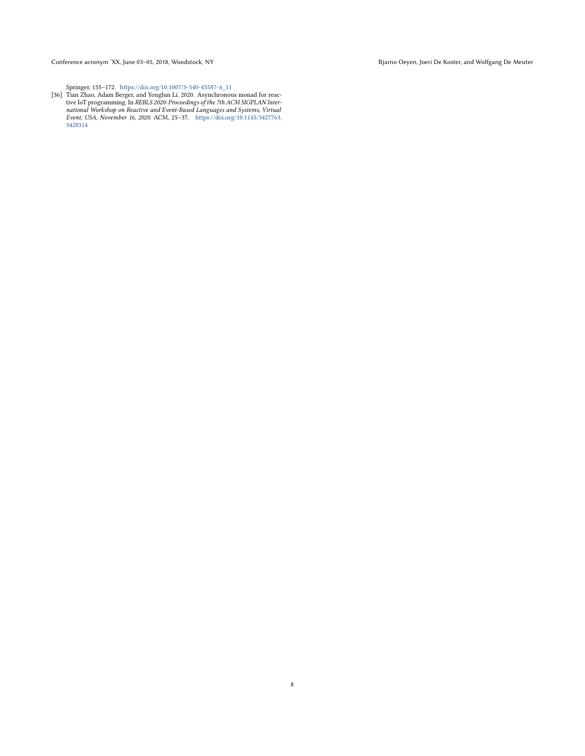Springer, 155–172. https://doi.org/10.1007/3-540-45587-6_11

[36] Tian Zhao, Adam Berger, and Yonglun Li. 2020. Asynchronous monad for reactive IoT programming. In *REBLS 2020: Proceedings of the 7th ACM SIGPLAN International Workshop on Reactive and Event-Based Languages and Systems, Virtual Event, USA, November 16, 2020*. ACM, 25–37. https://doi.org/10.1145/3427763.3428314